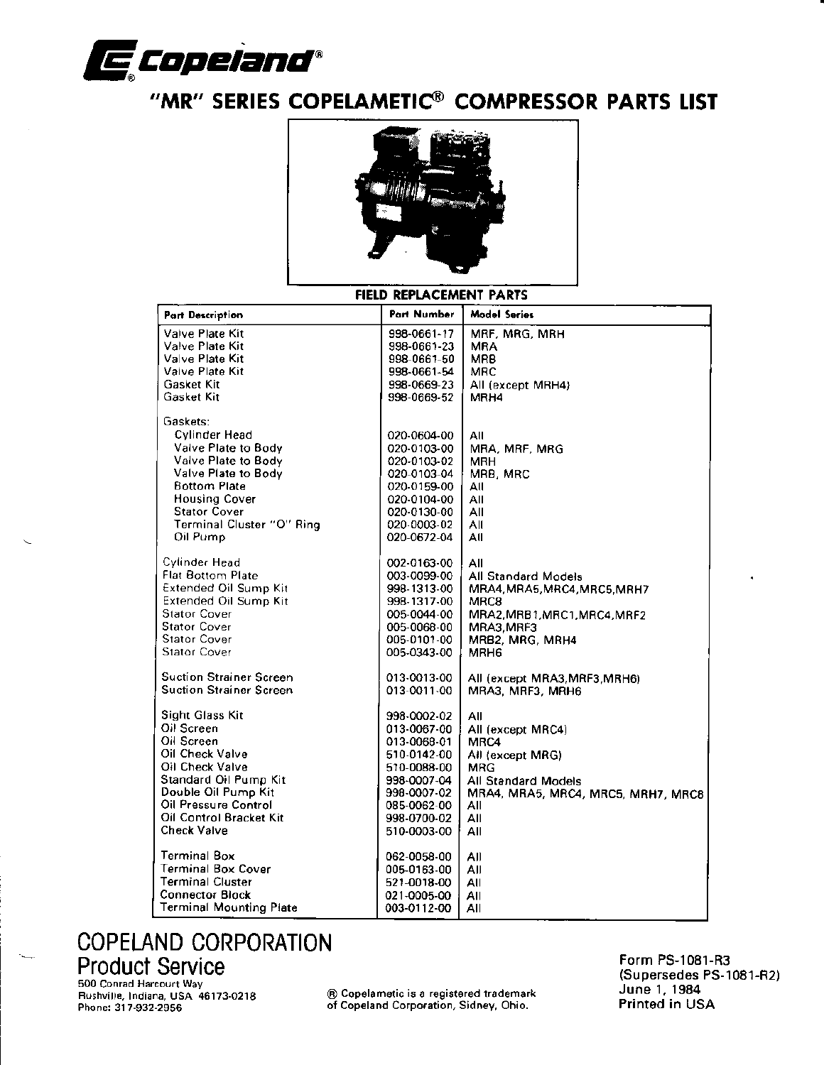# Copeland®

## "MR" SERIES COPELAMETIC® COMPRESSOR PARTS LIST

### FIELD REPLACEMENT PARTS

| Part Description | Part Number | Model Series |
|---|---|---|
| Valve Plate Kit | 998-0661-17 | MRF, MRG, MRH |
| Valve Plate Kit | 998-0661-23 | MRA |
| Valve Plate Kit | 998-0661-50 | MRB |
| Valve Plate Kit | 998-0661-54 | MRC |
| Gasket Kit | 998-0669-23 | All (except MRH4) |
| Gasket Kit | 998-0669-52 | MRH4 |
| Gaskets: | | |
| Cylinder Head | 020-0604-00 | All |
| Valve Plate to Body | 020-0103-00 | MRA, MRF, MRG |
| Valve Plate to Body | 020-0103-02 | MRH |
| Valve Plate to Body | 020-0103-04 | MRB, MRC |
| Bottom Plate | 020-0159-00 | All |
| Housing Cover | 020-0104-00 | All |
| Stator Cover | 020-0130-00 | All |
| Terminal Cluster "O" Ring | 020-0003-02 | All |
| Oil Pump | 020-0672-04 | All |
| Cylinder Head | 002-0163-00 | All |
| Flat Bottom Plate | 003-0099-00 | All Standard Models |
| Extended Oil Sump Kit | 998-1313-00 | MRA4,MRA5,MRC4,MRC5,MRH7 |
| Extended Oil Sump Kit | 998-1317-00 | MRC8 |
| Stator Cover | 005-0044-00 | MRA2,MRB1,MRC1,MRC4,MRF2 |
| Stator Cover | 005-0068-00 | MRA3,MRF3 |
| Stator Cover | 005-0101-00 | MRB2, MRG, MRH4 |
| Stator Cover | 005-0343-00 | MRH6 |
| Suction Strainer Screen | 013-0013-00 | All (except MRA3,MRF3,MRH6) |
| Suction Strainer Screen | 013-0011-00 | MRA3, MRF3, MRH6 |
| Sight Glass Kit | 998-0002-02 | All |
| Oil Screen | 013-0067-00 | All (except MRC4) |
| Oil Screen | 013-0068-01 | MRC4 |
| Oil Check Valve | 510-0142-00 | All (except MRG) |
| Oil Check Valve | 510-0088-00 | MRG |
| Standard Oil Pump Kit | 998-0007-04 | All Standard Models |
| Double Oil Pump Kit | 998-0007-02 | MRA4, MRA5, MRC4, MRC5, MRH7, MRC8 |
| Oil Pressure Control | 085-0062-00 | All |
| Oil Control Bracket Kit | 998-0700-02 | All |
| Check Valve | 510-0003-00 | All |
| Terminal Box | 062-0058-00 | All |
| Terminal Box Cover | 005-0163-00 | All |
| Terminal Cluster | 521-0018-00 | All |
| Connector Block | 021-0005-00 | All |
| Terminal Mounting Plate | 003-0112-00 | All |

**COPELAND CORPORATION**
**Product Service**
500 Conrad Harcourt Way
Rushville, Indiana, USA 46173-0218
Phone: 317-932-2956

® Copelametic is a registered trademark of Copeland Corporation, Sidney, Ohio.

Form PS-1081-R3
(Supersedes PS-1081-R2)
June 1, 1984
Printed in USA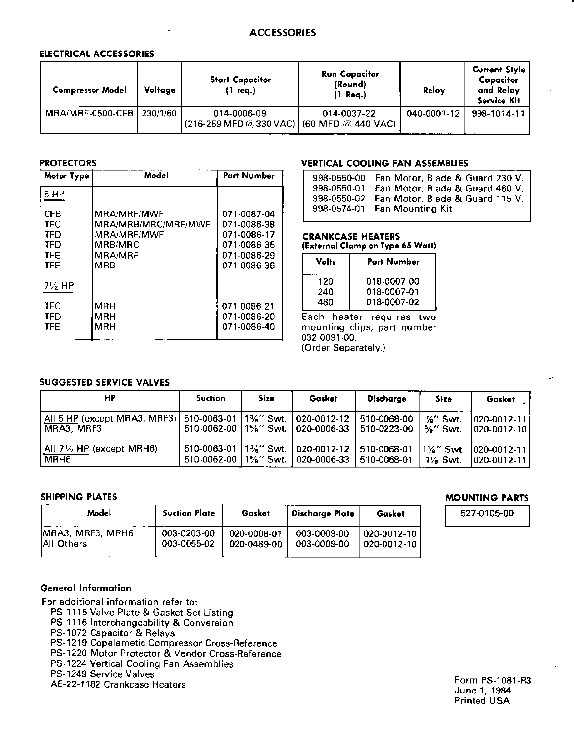# ACCESSORIES

## ELECTRICAL ACCESSORIES

| Compressor Model | Voltage | Start Capacitor (1 req.) | Run Capacitor (Round) (1 Req.) | Relay | Current Style Capacitor and Relay Service Kit |
|---|---|---|---|---|---|
| MRA/MRF-0500-CFB | 230/1/60 | 014-0006-09 (216-259 MFD @ 330 VAC) | 014-0037-22 (60 MFD @ 440 VAC) | 040-0001-12 | 998-1014-11 |

## PROTECTORS

| Motor Type | Model | Part Number |
|---|---|---|
| 5 HP | | |
| CFB | MRA/MRF/MWF | 071-0087-04 |
| TFC | MRA/MRB/MRC/MRF/MWF | 071-0086-38 |
| TFD | MRA/MRF/MWF | 071-0086-17 |
| TFD | MRB/MRC | 071-0086-35 |
| TFE | MRA/MRF | 071-0086-29 |
| TFE | MRB | 071-0086-36 |
| 7½ HP | | |
| TFC | MRH | 071-0086-21 |
| TFD | MRH | 071-0086-20 |
| TFE | MRH | 071-0086-40 |

## VERTICAL COOLING FAN ASSEMBLIES

| | |
|---|---|
| 998-0550-00 | Fan Motor, Blade & Guard 230 V. |
| 998-0550-01 | Fan Motor, Blade & Guard 460 V. |
| 998-0550-02 | Fan Motor, Blade & Guard 115 V. |
| 998-0574-01 | Fan Mounting Kit |

## CRANKCASE HEATERS
**(External Clamp on Type 65 Watt)**

| Volts | Part Number |
|---|---|
| 120 | 018-0007-00 |
| 240 | 018-0007-01 |
| 480 | 018-0007-02 |

Each heater requires two mounting clips, part number 032-0091-00. (Order Separately.)

## SUGGESTED SERVICE VALVES

| HP | Suction | Size | Gasket | Discharge | Size | Gasket |
|---|---|---|---|---|---|---|
| All 5 HP (except MRA3, MRF3) | 510-0063-01 | 1⅜" Swt. | 020-0012-12 | 510-0068-00 | ⅞" Swt. | 020-0012-11 |
| MRA3, MRF3 | 510-0062-00 | 1⅝" Swt. | 020-0006-33 | 510-0223-00 | ⅝" Swt. | 020-0012-10 |
| All 7½ HP (except MRH6) | 510-0063-01 | 1⅜" Swt. | 020-0012-12 | 510-0068-01 | 1⅛" Swt. | 020-0012-11 |
| MRH6 | 510-0062-00 | 1⅝" Swt. | 020-0006-33 | 510-0068-01 | 1⅛ Swt. | 020-0012-11 |

## SHIPPING PLATES

| Model | Suction Plate | Gasket | Discharge Plate | Gasket |
|---|---|---|---|---|
| MRA3, MRF3, MRH6 | 003-0203-00 | 020-0008-01 | 003-0009-00 | 020-0012-10 |
| All Others | 003-0055-02 | 020-0489-00 | 003-0009-00 | 020-0012-10 |

## MOUNTING PARTS

527-0105-00

### General Information

For additional information refer to:
- PS-1115 Valve Plate & Gasket Set Listing
- PS-1116 Interchangeability & Conversion
- PS-1072 Capacitor & Relays
- PS-1219 Copelametic Compressor Cross-Reference
- PS-1220 Motor Protector & Vendor Cross-Reference
- PS-1224 Vertical Cooling Fan Assemblies
- PS-1249 Service Valves
- AE-22-1182 Crankcase Heaters

Form PS-1081-R3
June 1, 1984
Printed USA